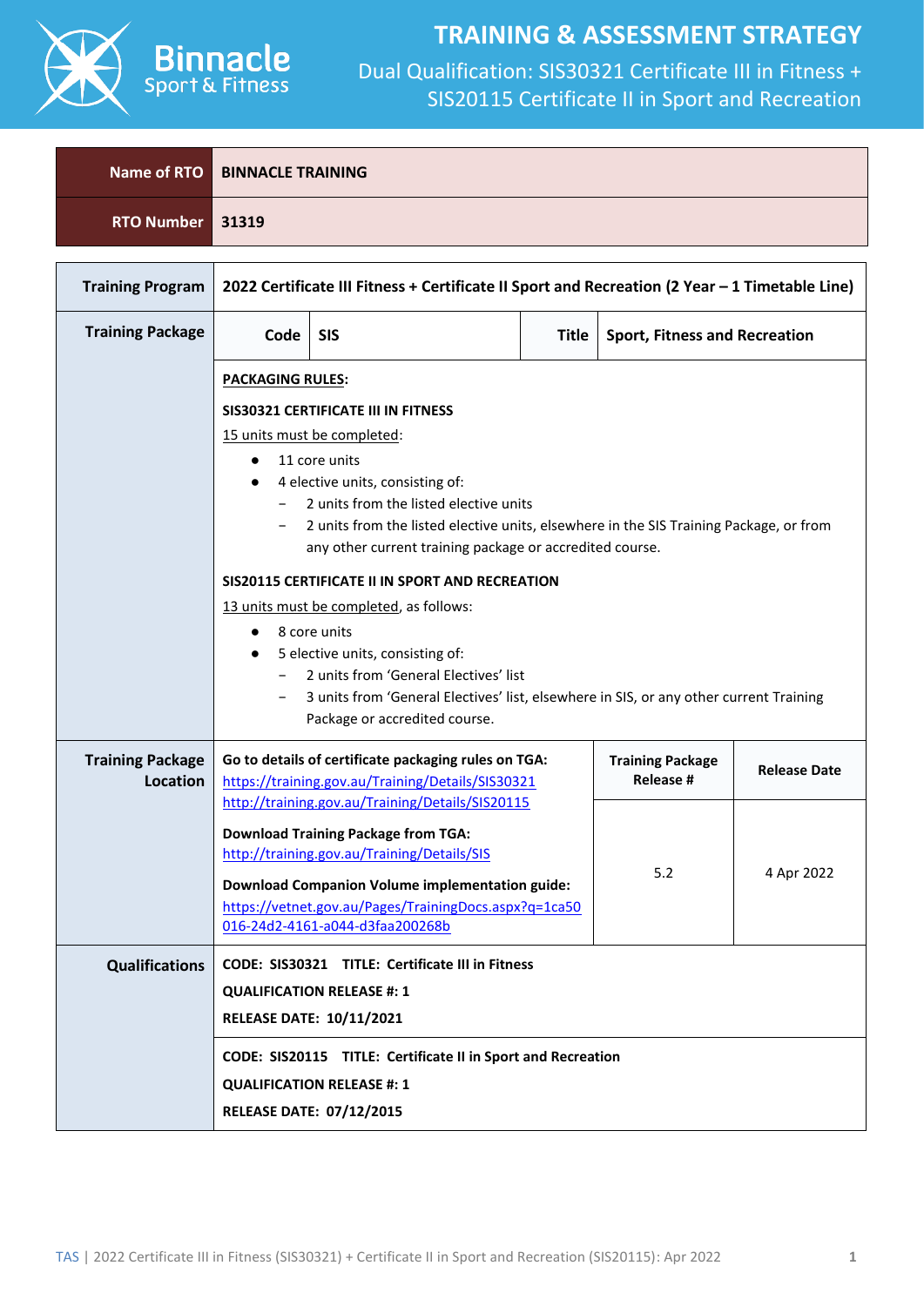# TRAINING & ASSESSMENT STRATEGY

## Dual Qualification: SIS30321 Certificate III in Fitness + SIS20115 Certificate II in Sport and Recreation

| Name of RTO | BINNACLE TRAINING |
|---|---|
| RTO Number | 31319 |

| | | | | |
|---|---|---|---|---|
| **Training Program** | **2022 Certificate III Fitness + Certificate II Sport and Recreation (2 Year – 1 Timetable Line)** | | | |
| **Training Package** | **Code** | **SIS** | **Title** | **Sport, Fitness and Recreation** |
| | **PACKAGING RULES:**<br><br>**SIS30321 CERTIFICATE III IN FITNESS**<br>15 units must be completed:<br>● 11 core units<br>● 4 elective units, consisting of:<br>− 2 units from the listed elective units<br>− 2 units from the listed elective units, elsewhere in the SIS Training Package, or from any other current training package or accredited course.<br><br>**SIS20115 CERTIFICATE II IN SPORT AND RECREATION**<br>13 units must be completed, as follows:<br>● 8 core units<br>● 5 elective units, consisting of:<br>− 2 units from 'General Electives' list<br>− 3 units from 'General Electives' list, elsewhere in SIS, or any other current Training Package or accredited course. | | | |
| **Training Package Location** | **Go to details of certificate packaging rules on TGA:**<br>https://training.gov.au/Training/Details/SIS30321<br>http://training.gov.au/Training/Details/SIS20115<br><br>**Download Training Package from TGA:**<br>http://training.gov.au/Training/Details/SIS<br><br>**Download Companion Volume implementation guide:**<br>https://vetnet.gov.au/Pages/TrainingDocs.aspx?q=1ca50016-24d2-4161-a044-d3faa200268b | | **Training Package Release #**<br>5.2 | **Release Date**<br>4 Apr 2022 |
| **Qualifications** | **CODE: SIS30321 TITLE: Certificate III in Fitness**<br>**QUALIFICATION RELEASE #: 1**<br>**RELEASE DATE: 10/11/2021** | | | |
| | **CODE: SIS20115 TITLE: Certificate II in Sport and Recreation**<br>**QUALIFICATION RELEASE #: 1**<br>**RELEASE DATE: 07/12/2015** | | | |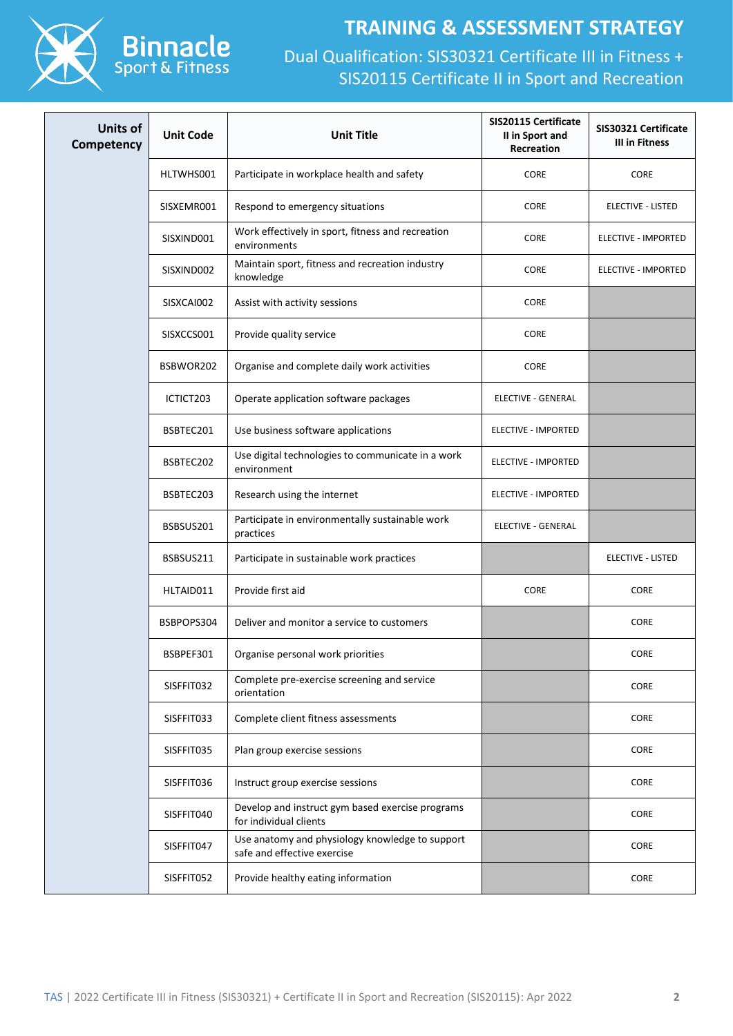# TRAINING & ASSESSMENT STRATEGY

Dual Qualification: SIS30321 Certificate III in Fitness + SIS20115 Certificate II in Sport and Recreation

| Units of Competency | Unit Code | Unit Title | SIS20115 Certificate II in Sport and Recreation | SIS30321 Certificate III in Fitness |
|---|---|---|---|---|
| | HLTWHS001 | Participate in workplace health and safety | CORE | CORE |
| | SISXEMR001 | Respond to emergency situations | CORE | ELECTIVE - LISTED |
| | SISXIND001 | Work effectively in sport, fitness and recreation environments | CORE | ELECTIVE - IMPORTED |
| | SISXIND002 | Maintain sport, fitness and recreation industry knowledge | CORE | ELECTIVE - IMPORTED |
| | SISXCAI002 | Assist with activity sessions | CORE | |
| | SISXCCS001 | Provide quality service | CORE | |
| | BSBWOR202 | Organise and complete daily work activities | CORE | |
| | ICTICT203 | Operate application software packages | ELECTIVE - GENERAL | |
| | BSBTEC201 | Use business software applications | ELECTIVE - IMPORTED | |
| | BSBTEC202 | Use digital technologies to communicate in a work environment | ELECTIVE - IMPORTED | |
| | BSBTEC203 | Research using the internet | ELECTIVE - IMPORTED | |
| | BSBSUS201 | Participate in environmentally sustainable work practices | ELECTIVE - GENERAL | |
| | BSBSUS211 | Participate in sustainable work practices | | ELECTIVE - LISTED |
| | HLTAID011 | Provide first aid | CORE | CORE |
| | BSBPOPS304 | Deliver and monitor a service to customers | | CORE |
| | BSBPEF301 | Organise personal work priorities | | CORE |
| | SISFFIT032 | Complete pre-exercise screening and service orientation | | CORE |
| | SISFFIT033 | Complete client fitness assessments | | CORE |
| | SISFFIT035 | Plan group exercise sessions | | CORE |
| | SISFFIT036 | Instruct group exercise sessions | | CORE |
| | SISFFIT040 | Develop and instruct gym based exercise programs for individual clients | | CORE |
| | SISFFIT047 | Use anatomy and physiology knowledge to support safe and effective exercise | | CORE |
| | SISFFIT052 | Provide healthy eating information | | CORE |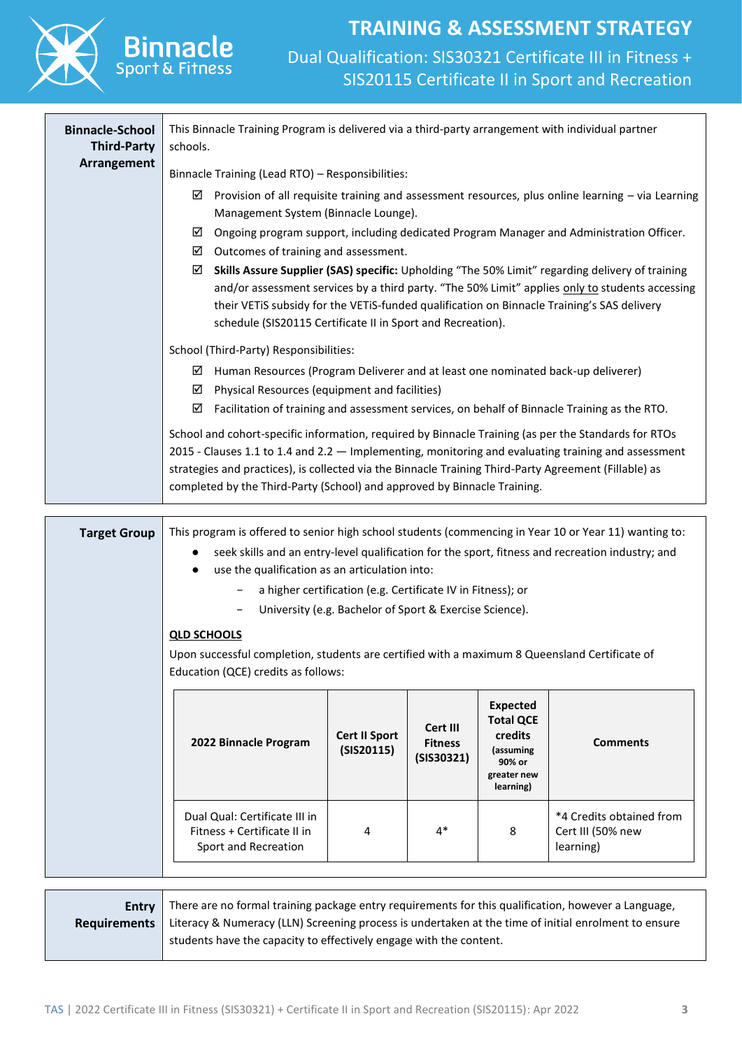## Binnacle-School Third-Party Arrangement

This Binnacle Training Program is delivered via a third-party arrangement with individual partner schools.

Binnacle Training (Lead RTO) – Responsibilities:

- ☑ Provision of all requisite training and assessment resources, plus online learning – via Learning Management System (Binnacle Lounge).
- ☑ Ongoing program support, including dedicated Program Manager and Administration Officer.
- ☑ Outcomes of training and assessment.
- ☑ **Skills Assure Supplier (SAS) specific:** Upholding "The 50% Limit" regarding delivery of training and/or assessment services by a third party. "The 50% Limit" applies only to students accessing their VETiS subsidy for the VETiS-funded qualification on Binnacle Training's SAS delivery schedule (SIS20115 Certificate II in Sport and Recreation).

School (Third-Party) Responsibilities:

- ☑ Human Resources (Program Deliverer and at least one nominated back-up deliverer)
- ☑ Physical Resources (equipment and facilities)
- ☑ Facilitation of training and assessment services, on behalf of Binnacle Training as the RTO.

School and cohort-specific information, required by Binnacle Training (as per the Standards for RTOs 2015 - Clauses 1.1 to 1.4 and 2.2 — Implementing, monitoring and evaluating training and assessment strategies and practices), is collected via the Binnacle Training Third-Party Agreement (Fillable) as completed by the Third-Party (School) and approved by Binnacle Training.

## Target Group

This program is offered to senior high school students (commencing in Year 10 or Year 11) wanting to:

- seek skills and an entry-level qualification for the sport, fitness and recreation industry; and
- use the qualification as an articulation into:
  - a higher certification (e.g. Certificate IV in Fitness); or
  - University (e.g. Bachelor of Sport & Exercise Science).

**QLD SCHOOLS**

Upon successful completion, students are certified with a maximum 8 Queensland Certificate of Education (QCE) credits as follows:

| 2022 Binnacle Program | Cert II Sport (SIS20115) | Cert III Fitness (SIS30321) | Expected Total QCE credits (assuming 90% or greater new learning) | Comments |
|---|---|---|---|---|
| Dual Qual: Certificate III in Fitness + Certificate II in Sport and Recreation | 4 | 4* | 8 | *4 Credits obtained from Cert III (50% new learning) |

## Entry Requirements

There are no formal training package entry requirements for this qualification, however a Language, Literacy & Numeracy (LLN) Screening process is undertaken at the time of initial enrolment to ensure students have the capacity to effectively engage with the content.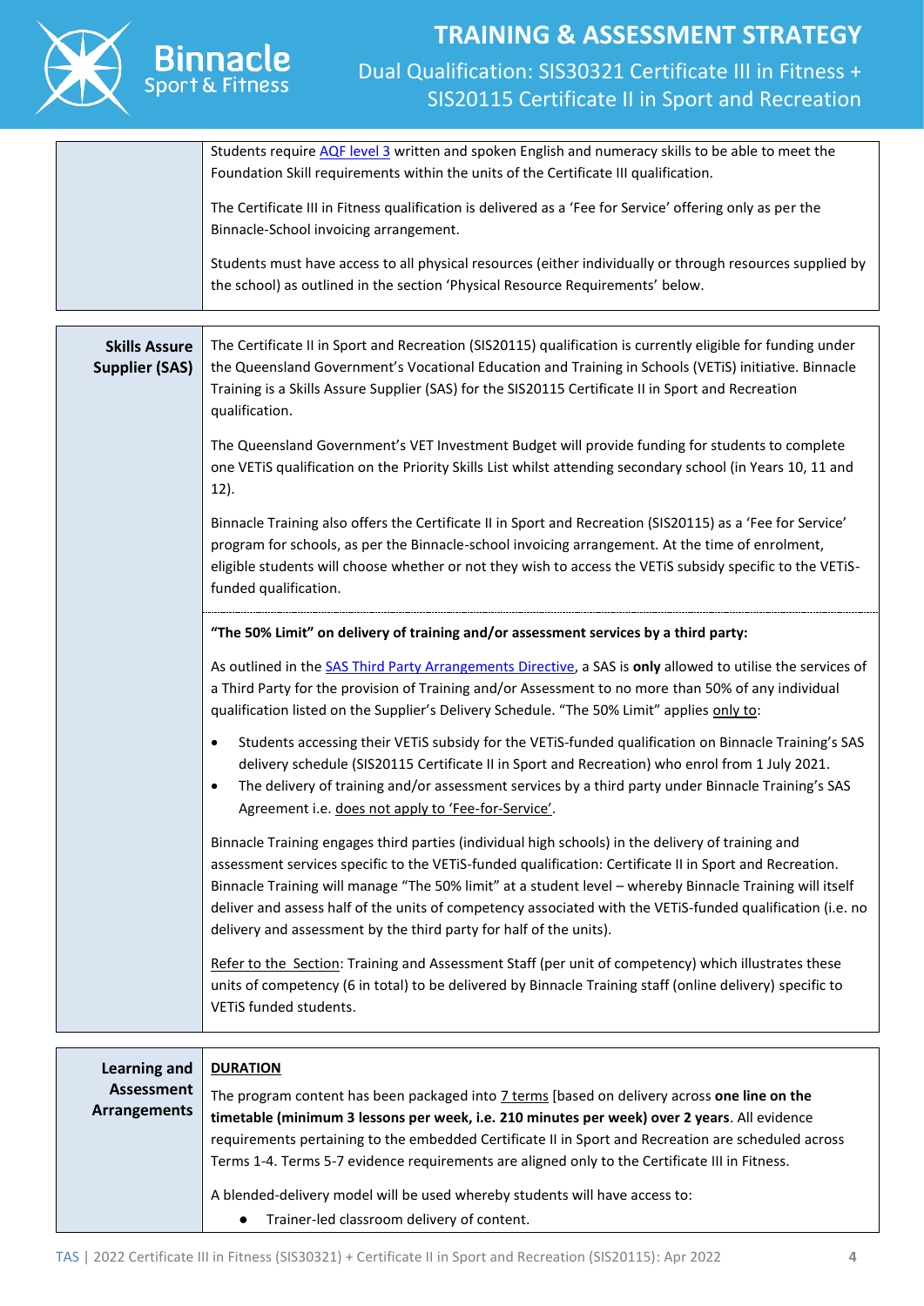| | |
|---|---|
| | Students require AQF level 3 written and spoken English and numeracy skills to be able to meet the Foundation Skill requirements within the units of the Certificate III qualification.<br><br>The Certificate III in Fitness qualification is delivered as a 'Fee for Service' offering only as per the Binnacle-School invoicing arrangement.<br><br>Students must have access to all physical resources (either individually or through resources supplied by the school) as outlined in the section 'Physical Resource Requirements' below. |

| | |
|---|---|
| **Skills Assure Supplier (SAS)** | The Certificate II in Sport and Recreation (SIS20115) qualification is currently eligible for funding under the Queensland Government's Vocational Education and Training in Schools (VETiS) initiative. Binnacle Training is a Skills Assure Supplier (SAS) for the SIS20115 Certificate II in Sport and Recreation qualification.<br><br>The Queensland Government's VET Investment Budget will provide funding for students to complete one VETiS qualification on the Priority Skills List whilst attending secondary school (in Years 10, 11 and 12).<br><br>Binnacle Training also offers the Certificate II in Sport and Recreation (SIS20115) as a 'Fee for Service' program for schools, as per the Binnacle-school invoicing arrangement. At the time of enrolment, eligible students will choose whether or not they wish to access the VETiS subsidy specific to the VETiS-funded qualification.<br><br>**"The 50% Limit" on delivery of training and/or assessment services by a third party:**<br><br>As outlined in the SAS Third Party Arrangements Directive, a SAS is **only** allowed to utilise the services of a Third Party for the provision of Training and/or Assessment to no more than 50% of any individual qualification listed on the Supplier's Delivery Schedule. "The 50% Limit" applies only to:<br>• Students accessing their VETiS subsidy for the VETiS-funded qualification on Binnacle Training's SAS delivery schedule (SIS20115 Certificate II in Sport and Recreation) who enrol from 1 July 2021.<br>• The delivery of training and/or assessment services by a third party under Binnacle Training's SAS Agreement i.e. does not apply to 'Fee-for-Service'.<br><br>Binnacle Training engages third parties (individual high schools) in the delivery of training and assessment services specific to the VETiS-funded qualification: Certificate II in Sport and Recreation. Binnacle Training will manage "The 50% limit" at a student level – whereby Binnacle Training will itself deliver and assess half of the units of competency associated with the VETiS-funded qualification (i.e. no delivery and assessment by the third party for half of the units).<br><br>Refer to the Section: Training and Assessment Staff (per unit of competency) which illustrates these units of competency (6 in total) to be delivered by Binnacle Training staff (online delivery) specific to VETiS funded students. |

| | |
|---|---|
| **Learning and Assessment Arrangements** | **DURATION**<br><br>The program content has been packaged into 7 terms [based on delivery across **one line on the timetable (minimum 3 lessons per week, i.e. 210 minutes per week) over 2 years**. All evidence requirements pertaining to the embedded Certificate II in Sport and Recreation are scheduled across Terms 1-4. Terms 5-7 evidence requirements are aligned only to the Certificate III in Fitness.<br><br>A blended-delivery model will be used whereby students will have access to:<br>• Trainer-led classroom delivery of content. |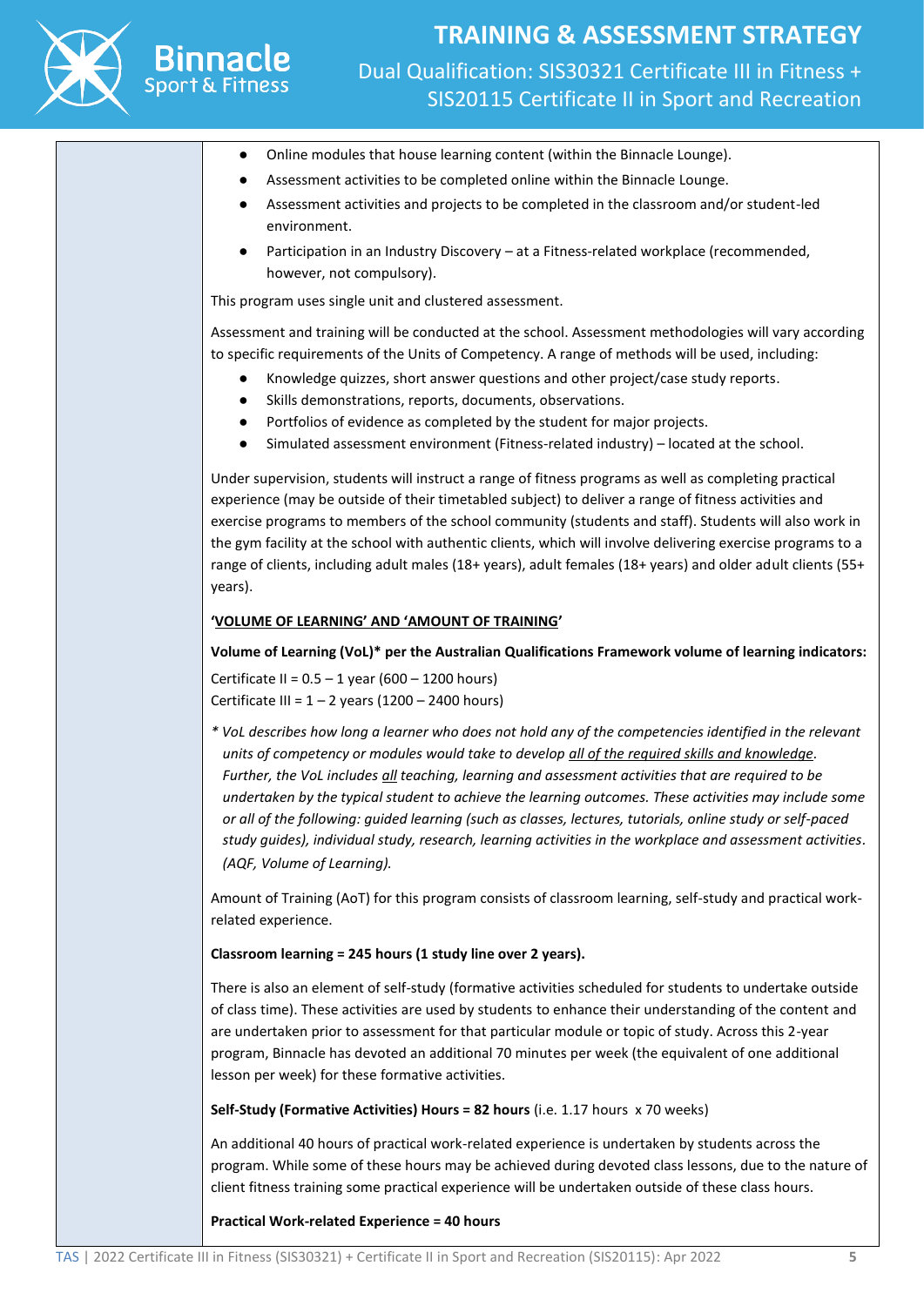- Online modules that house learning content (within the Binnacle Lounge).
- Assessment activities to be completed online within the Binnacle Lounge.
- Assessment activities and projects to be completed in the classroom and/or student-led environment.
- Participation in an Industry Discovery – at a Fitness-related workplace (recommended, however, not compulsory).

This program uses single unit and clustered assessment.

Assessment and training will be conducted at the school. Assessment methodologies will vary according to specific requirements of the Units of Competency. A range of methods will be used, including:

- Knowledge quizzes, short answer questions and other project/case study reports.
- Skills demonstrations, reports, documents, observations.
- Portfolios of evidence as completed by the student for major projects.
- Simulated assessment environment (Fitness-related industry) – located at the school.

Under supervision, students will instruct a range of fitness programs as well as completing practical experience (may be outside of their timetabled subject) to deliver a range of fitness activities and exercise programs to members of the school community (students and staff). Students will also work in the gym facility at the school with authentic clients, which will involve delivering exercise programs to a range of clients, including adult males (18+ years), adult females (18+ years) and older adult clients (55+ years).

**'VOLUME OF LEARNING' AND 'AMOUNT OF TRAINING'**

**Volume of Learning (VoL)* per the Australian Qualifications Framework volume of learning indicators:**

Certificate II = 0.5 – 1 year (600 – 1200 hours)
Certificate III = 1 – 2 years (1200 – 2400 hours)

*\* VoL describes how long a learner who does not hold any of the competencies identified in the relevant units of competency or modules would take to develop all of the required skills and knowledge. Further, the VoL includes all teaching, learning and assessment activities that are required to be undertaken by the typical student to achieve the learning outcomes. These activities may include some or all of the following: guided learning (such as classes, lectures, tutorials, online study or self-paced study guides), individual study, research, learning activities in the workplace and assessment activities. (AQF, Volume of Learning).*

Amount of Training (AoT) for this program consists of classroom learning, self-study and practical work-related experience.

**Classroom learning = 245 hours (1 study line over 2 years).**

There is also an element of self-study (formative activities scheduled for students to undertake outside of class time). These activities are used by students to enhance their understanding of the content and are undertaken prior to assessment for that particular module or topic of study. Across this 2-year program, Binnacle has devoted an additional 70 minutes per week (the equivalent of one additional lesson per week) for these formative activities.

**Self-Study (Formative Activities) Hours = 82 hours** (i.e. 1.17 hours x 70 weeks)

An additional 40 hours of practical work-related experience is undertaken by students across the program. While some of these hours may be achieved during devoted class lessons, due to the nature of client fitness training some practical experience will be undertaken outside of these class hours.

**Practical Work-related Experience = 40 hours**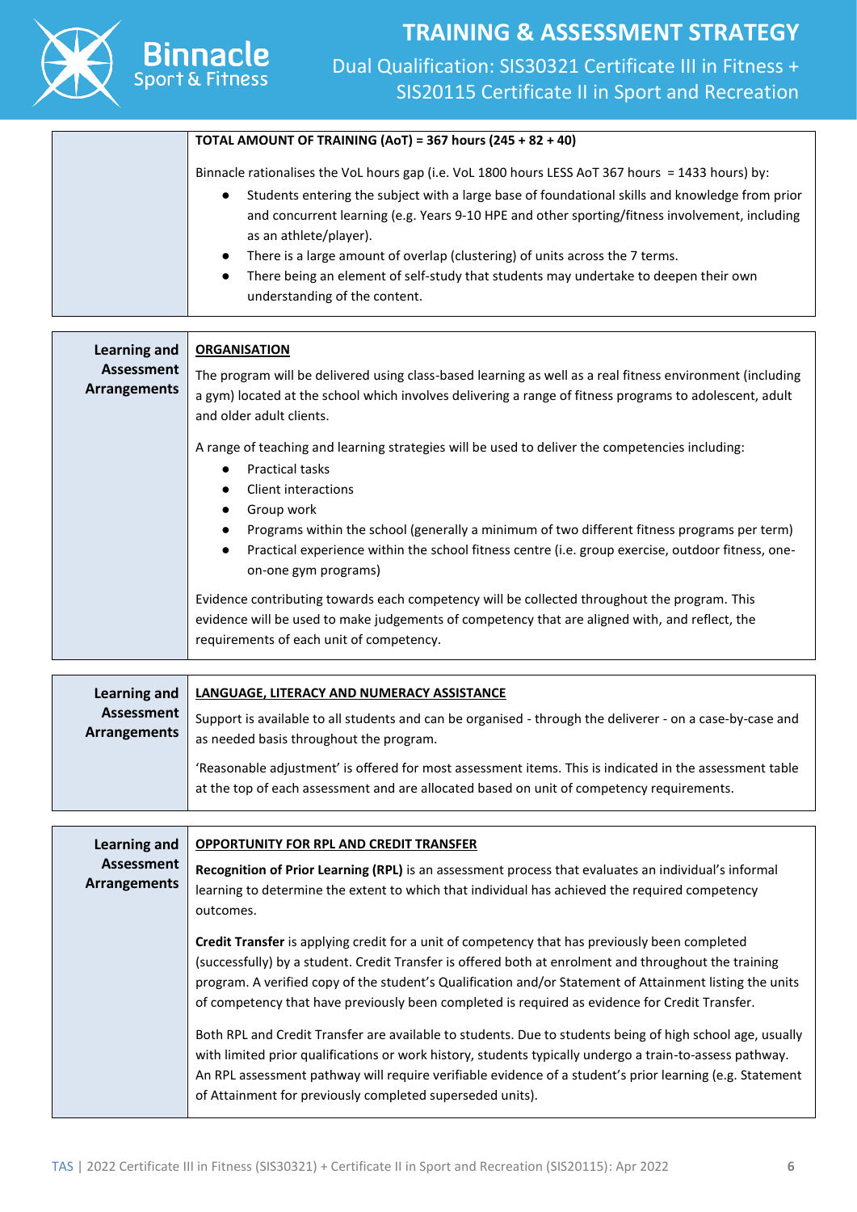| | **TOTAL AMOUNT OF TRAINING (AoT) = 367 hours (245 + 82 + 40)**<br><br>Binnacle rationalises the VoL hours gap (i.e. VoL 1800 hours LESS AoT 367 hours = 1433 hours) by:<br>● Students entering the subject with a large base of foundational skills and knowledge from prior and concurrent learning (e.g. Years 9-10 HPE and other sporting/fitness involvement, including as an athlete/player).<br>● There is a large amount of overlap (clustering) of units across the 7 terms.<br>● There being an element of self-study that students may undertake to deepen their own understanding of the content. |
|---|---|

| **Learning and Assessment Arrangements** | **ORGANISATION**<br><br>The program will be delivered using class-based learning as well as a real fitness environment (including a gym) located at the school which involves delivering a range of fitness programs to adolescent, adult and older adult clients.<br><br>A range of teaching and learning strategies will be used to deliver the competencies including:<br>● Practical tasks<br>● Client interactions<br>● Group work<br>● Programs within the school (generally a minimum of two different fitness programs per term)<br>● Practical experience within the school fitness centre (i.e. group exercise, outdoor fitness, one-on-one gym programs)<br><br>Evidence contributing towards each competency will be collected throughout the program. This evidence will be used to make judgements of competency that are aligned with, and reflect, the requirements of each unit of competency. |
|---|---|

| **Learning and Assessment Arrangements** | **LANGUAGE, LITERACY AND NUMERACY ASSISTANCE**<br><br>Support is available to all students and can be organised - through the deliverer - on a case-by-case and as needed basis throughout the program.<br><br>'Reasonable adjustment' is offered for most assessment items. This is indicated in the assessment table at the top of each assessment and are allocated based on unit of competency requirements. |
|---|---|

| **Learning and Assessment Arrangements** | **OPPORTUNITY FOR RPL AND CREDIT TRANSFER**<br><br>**Recognition of Prior Learning (RPL)** is an assessment process that evaluates an individual's informal learning to determine the extent to which that individual has achieved the required competency outcomes.<br><br>**Credit Transfer** is applying credit for a unit of competency that has previously been completed (successfully) by a student. Credit Transfer is offered both at enrolment and throughout the training program. A verified copy of the student's Qualification and/or Statement of Attainment listing the units of competency that have previously been completed is required as evidence for Credit Transfer.<br><br>Both RPL and Credit Transfer are available to students. Due to students being of high school age, usually with limited prior qualifications or work history, students typically undergo a train-to-assess pathway. An RPL assessment pathway will require verifiable evidence of a student's prior learning (e.g. Statement of Attainment for previously completed superseded units). |
|---|---|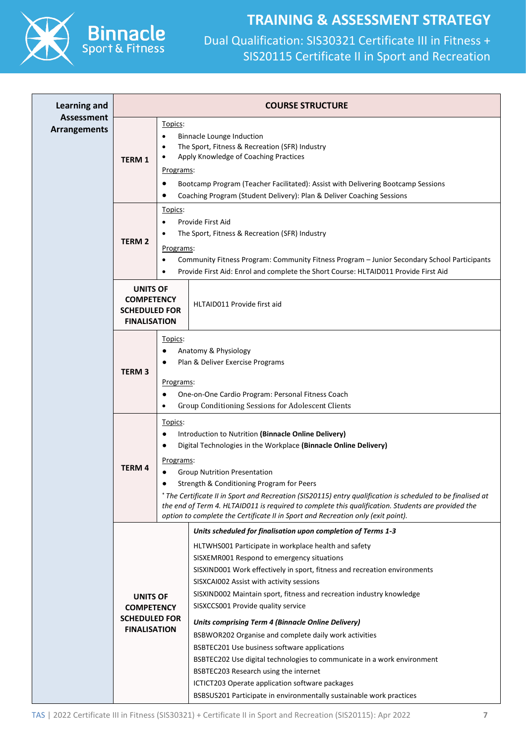| Learning and Assessment Arrangements | COURSE STRUCTURE | |
|---|---|---|
| | **TERM 1** | Topics:<br>• Binnacle Lounge Induction<br>• The Sport, Fitness & Recreation (SFR) Industry<br>• Apply Knowledge of Coaching Practices<br>Programs:<br>• Bootcamp Program (Teacher Facilitated): Assist with Delivering Bootcamp Sessions<br>• Coaching Program (Student Delivery): Plan & Deliver Coaching Sessions |
| | **TERM 2** | Topics:<br>• Provide First Aid<br>• The Sport, Fitness & Recreation (SFR) Industry<br>Programs:<br>• Community Fitness Program: Community Fitness Program – Junior Secondary School Participants<br>• Provide First Aid: Enrol and complete the Short Course: HLTAID011 Provide First Aid |
| | **UNITS OF COMPETENCY SCHEDULED FOR FINALISATION** | HLTAID011 Provide first aid |
| | **TERM 3** | Topics:<br>• Anatomy & Physiology<br>• Plan & Deliver Exercise Programs<br>Programs:<br>• One-on-One Cardio Program: Personal Fitness Coach<br>• Group Conditioning Sessions for Adolescent Clients |
| | **TERM 4** | Topics:<br>• Introduction to Nutrition **(Binnacle Online Delivery)**<br>• Digital Technologies in the Workplace **(Binnacle Online Delivery)**<br>Programs:<br>• Group Nutrition Presentation<br>• Strength & Conditioning Program for Peers<br>*\* The Certificate II in Sport and Recreation (SIS20115) entry qualification is scheduled to be finalised at the end of Term 4. HLTAID011 is required to complete this qualification. Students are provided the option to complete the Certificate II in Sport and Recreation only (exit point).* |
| | **UNITS OF COMPETENCY SCHEDULED FOR FINALISATION** | ***Units scheduled for finalisation upon completion of Terms 1-3***<br>HLTWHS001 Participate in workplace health and safety<br>SISXEMR001 Respond to emergency situations<br>SISXIND001 Work effectively in sport, fitness and recreation environments<br>SISXCAI002 Assist with activity sessions<br>SISXIND002 Maintain sport, fitness and recreation industry knowledge<br>SISXCCS001 Provide quality service<br>***Units comprising Term 4 (Binnacle Online Delivery)***<br>BSBWOR202 Organise and complete daily work activities<br>BSBTEC201 Use business software applications<br>BSBTEC202 Use digital technologies to communicate in a work environment<br>BSBTEC203 Research using the internet<br>ICTICT203 Operate application software packages<br>BSBSUS201 Participate in environmentally sustainable work practices |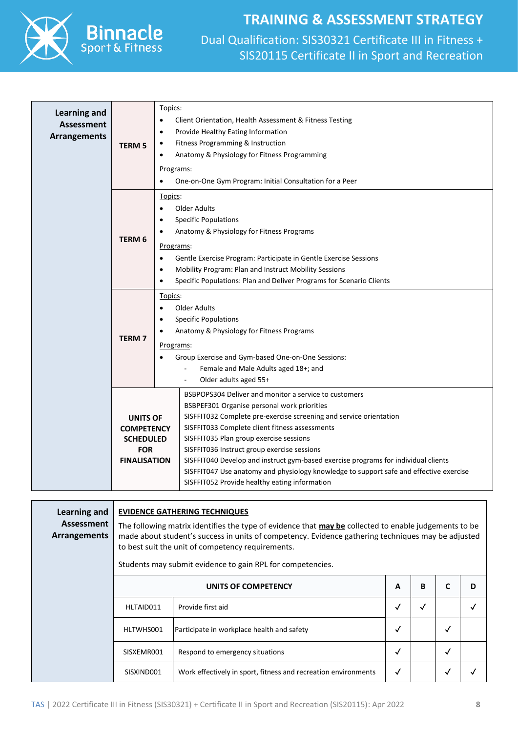| Learning and Assessment Arrangements | | |
|---|---|---|
| | **TERM 5** | Topics:<br>• Client Orientation, Health Assessment & Fitness Testing<br>• Provide Healthy Eating Information<br>• Fitness Programming & Instruction<br>• Anatomy & Physiology for Fitness Programming<br>Programs:<br>• One-on-One Gym Program: Initial Consultation for a Peer |
| | **TERM 6** | Topics:<br>• Older Adults<br>• Specific Populations<br>• Anatomy & Physiology for Fitness Programs<br>Programs:<br>• Gentle Exercise Program: Participate in Gentle Exercise Sessions<br>• Mobility Program: Plan and Instruct Mobility Sessions<br>• Specific Populations: Plan and Deliver Programs for Scenario Clients |
| | **TERM 7** | Topics:<br>• Older Adults<br>• Specific Populations<br>• Anatomy & Physiology for Fitness Programs<br>Programs:<br>• Group Exercise and Gym-based One-on-One Sessions:<br>  - Female and Male Adults aged 18+; and<br>  - Older adults aged 55+ |
| | **UNITS OF COMPETENCY SCHEDULED FOR FINALISATION** | BSBPOPS304 Deliver and monitor a service to customers<br>BSBPEF301 Organise personal work priorities<br>SISFFIT032 Complete pre-exercise screening and service orientation<br>SISFFIT033 Complete client fitness assessments<br>SISFFIT035 Plan group exercise sessions<br>SISFFIT036 Instruct group exercise sessions<br>SISFFIT040 Develop and instruct gym-based exercise programs for individual clients<br>SISFFIT047 Use anatomy and physiology knowledge to support safe and effective exercise<br>SISFFIT052 Provide healthy eating information |

**Learning and Assessment Arrangements**

**EVIDENCE GATHERING TECHNIQUES**

The following matrix identifies the type of evidence that **may be** collected to enable judgements to be made about student's success in units of competency. Evidence gathering techniques may be adjusted to best suit the unit of competency requirements.

Students may submit evidence to gain RPL for competencies.

| UNITS OF COMPETENCY | | A | B | C | D |
|---|---|---|---|---|---|
| HLTAID011 | Provide first aid | ✓ | ✓ | | ✓ |
| HLTWHS001 | Participate in workplace health and safety | ✓ | | ✓ | |
| SISXEMR001 | Respond to emergency situations | ✓ | | ✓ | |
| SISXIND001 | Work effectively in sport, fitness and recreation environments | ✓ | | ✓ | ✓ |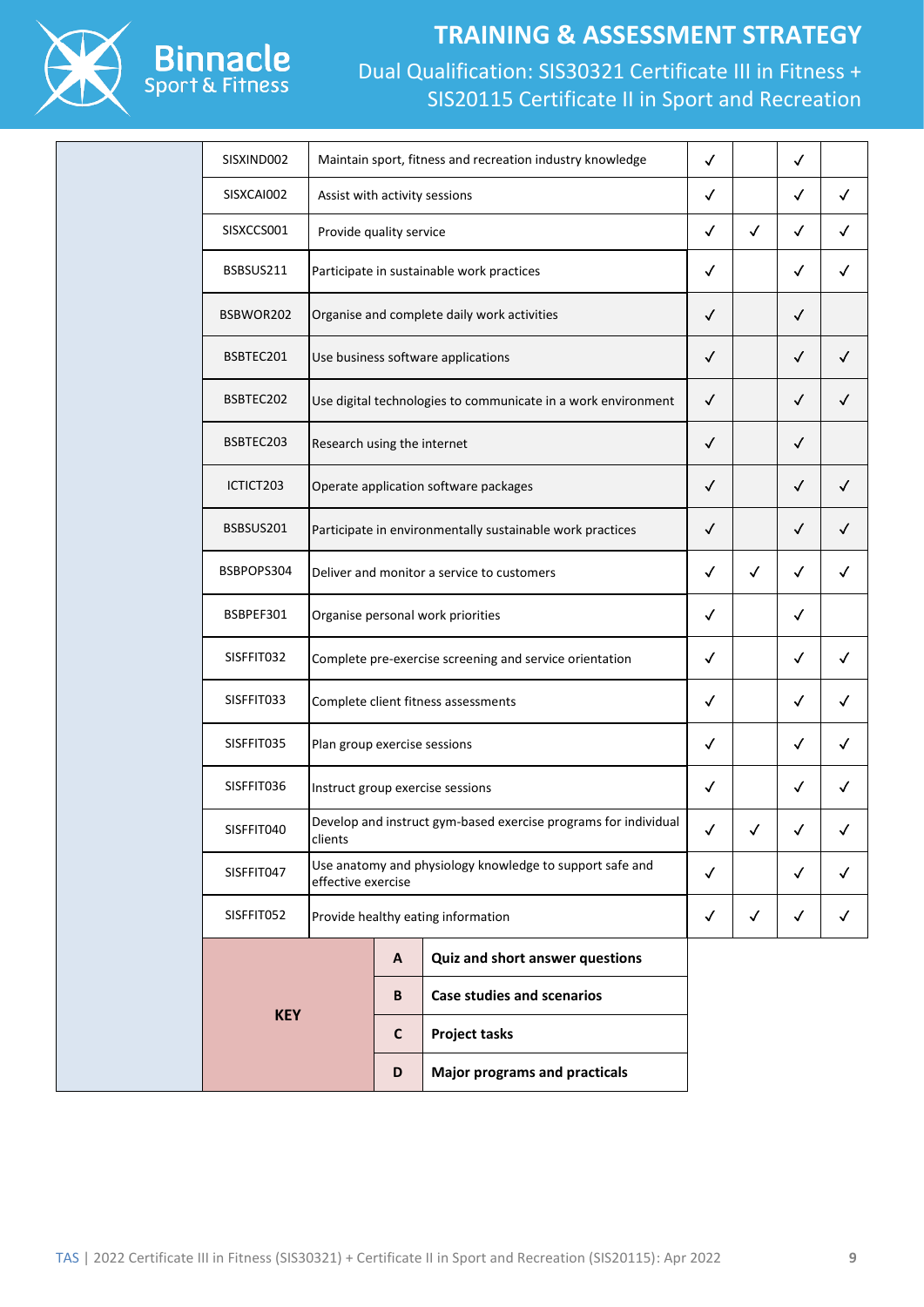| | | | A | B | C | D |
|---|---|---|---|---|---|---|
| | SISXIND002 | Maintain sport, fitness and recreation industry knowledge | ✓ | | ✓ | |
| | SISXCAI002 | Assist with activity sessions | ✓ | | ✓ | ✓ |
| | SISXCCS001 | Provide quality service | ✓ | ✓ | ✓ | ✓ |
| | BSBSUS211 | Participate in sustainable work practices | ✓ | | ✓ | ✓ |
| | BSBWOR202 | Organise and complete daily work activities | ✓ | | ✓ | |
| | BSBTEC201 | Use business software applications | ✓ | | ✓ | ✓ |
| | BSBTEC202 | Use digital technologies to communicate in a work environment | ✓ | | ✓ | ✓ |
| | BSBTEC203 | Research using the internet | ✓ | | ✓ | |
| | ICTICT203 | Operate application software packages | ✓ | | ✓ | ✓ |
| | BSBSUS201 | Participate in environmentally sustainable work practices | ✓ | | ✓ | ✓ |
| | BSBPOPS304 | Deliver and monitor a service to customers | ✓ | ✓ | ✓ | ✓ |
| | BSBPEF301 | Organise personal work priorities | ✓ | | ✓ | |
| | SISFFIT032 | Complete pre-exercise screening and service orientation | ✓ | | ✓ | ✓ |
| | SISFFIT033 | Complete client fitness assessments | ✓ | | ✓ | ✓ |
| | SISFFIT035 | Plan group exercise sessions | ✓ | | ✓ | ✓ |
| | SISFFIT036 | Instruct group exercise sessions | ✓ | | ✓ | ✓ |
| | SISFFIT040 | Develop and instruct gym-based exercise programs for individual clients | ✓ | ✓ | ✓ | ✓ |
| | SISFFIT047 | Use anatomy and physiology knowledge to support safe and effective exercise | ✓ | | ✓ | ✓ |
| | SISFFIT052 | Provide healthy eating information | ✓ | ✓ | ✓ | ✓ |

| KEY | | |
|---|---|---|
| | **A** | **Quiz and short answer questions** |
| | **B** | **Case studies and scenarios** |
| | **C** | **Project tasks** |
| | **D** | **Major programs and practicals** |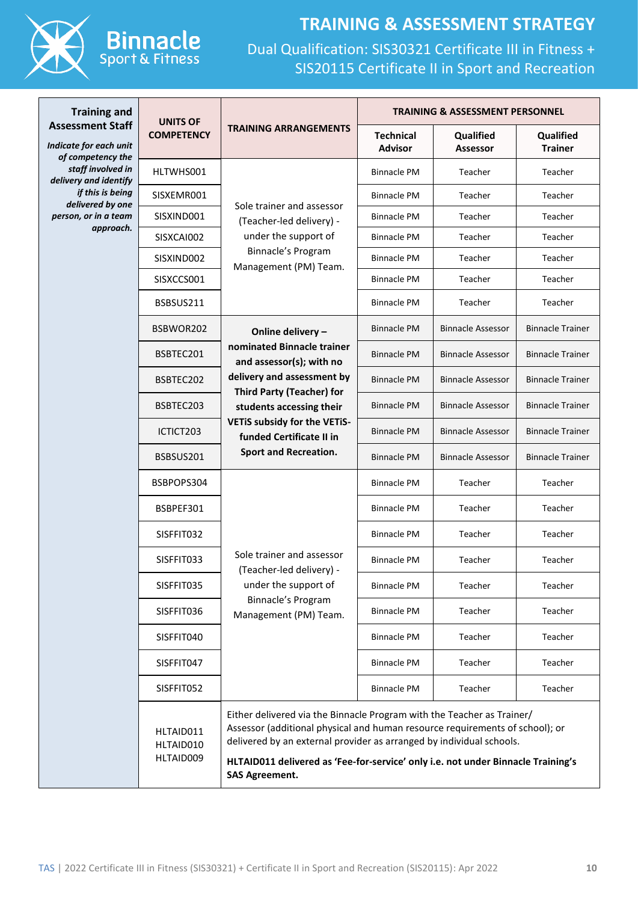# TRAINING & ASSESSMENT STRATEGY

Dual Qualification: SIS30321 Certificate III in Fitness + SIS20115 Certificate II in Sport and Recreation

| **Training and Assessment Staff** *Indicate for each unit of competency the staff involved in delivery and identify if this is being delivered by one person, or in a team approach.* | **UNITS OF COMPETENCY** | **TRAINING ARRANGEMENTS** | **TRAINING & ASSESSMENT PERSONNEL** | | |
|---|---|---|---|---|---|
| | | | **Technical Advisor** | **Qualified Assessor** | **Qualified Trainer** |
| | HLTWHS001 | Sole trainer and assessor (Teacher-led delivery) - under the support of Binnacle's Program Management (PM) Team. | Binnacle PM | Teacher | Teacher |
| | SISXEMR001 | | Binnacle PM | Teacher | Teacher |
| | SISXIND001 | | Binnacle PM | Teacher | Teacher |
| | SISXCAI002 | | Binnacle PM | Teacher | Teacher |
| | SISXIND002 | | Binnacle PM | Teacher | Teacher |
| | SISXCCS001 | | Binnacle PM | Teacher | Teacher |
| | BSBSUS211 | | Binnacle PM | Teacher | Teacher |
| | BSBWOR202 | **Online delivery – nominated Binnacle trainer and assessor(s); with no delivery and assessment by Third Party (Teacher) for students accessing their VETiS subsidy for the VETiS-funded Certificate II in Sport and Recreation.** | Binnacle PM | Binnacle Assessor | Binnacle Trainer |
| | BSBTEC201 | | Binnacle PM | Binnacle Assessor | Binnacle Trainer |
| | BSBTEC202 | | Binnacle PM | Binnacle Assessor | Binnacle Trainer |
| | BSBTEC203 | | Binnacle PM | Binnacle Assessor | Binnacle Trainer |
| | ICTICT203 | | Binnacle PM | Binnacle Assessor | Binnacle Trainer |
| | BSBSUS201 | | Binnacle PM | Binnacle Assessor | Binnacle Trainer |
| | BSBPOPS304 | Sole trainer and assessor (Teacher-led delivery) - under the support of Binnacle's Program Management (PM) Team. | Binnacle PM | Teacher | Teacher |
| | BSBPEF301 | | Binnacle PM | Teacher | Teacher |
| | SISFFIT032 | | Binnacle PM | Teacher | Teacher |
| | SISFFIT033 | | Binnacle PM | Teacher | Teacher |
| | SISFFIT035 | | Binnacle PM | Teacher | Teacher |
| | SISFFIT036 | | Binnacle PM | Teacher | Teacher |
| | SISFFIT040 | | Binnacle PM | Teacher | Teacher |
| | SISFFIT047 | | Binnacle PM | Teacher | Teacher |
| | SISFFIT052 | | Binnacle PM | Teacher | Teacher |
| | HLTAID011 HLTAID010 HLTAID009 | Either delivered via the Binnacle Program with the Teacher as Trainer/ Assessor (additional physical and human resource requirements of school); or delivered by an external provider as arranged by individual schools. **HLTAID011 delivered as 'Fee-for-service' only i.e. not under Binnacle Training's SAS Agreement.** | | | |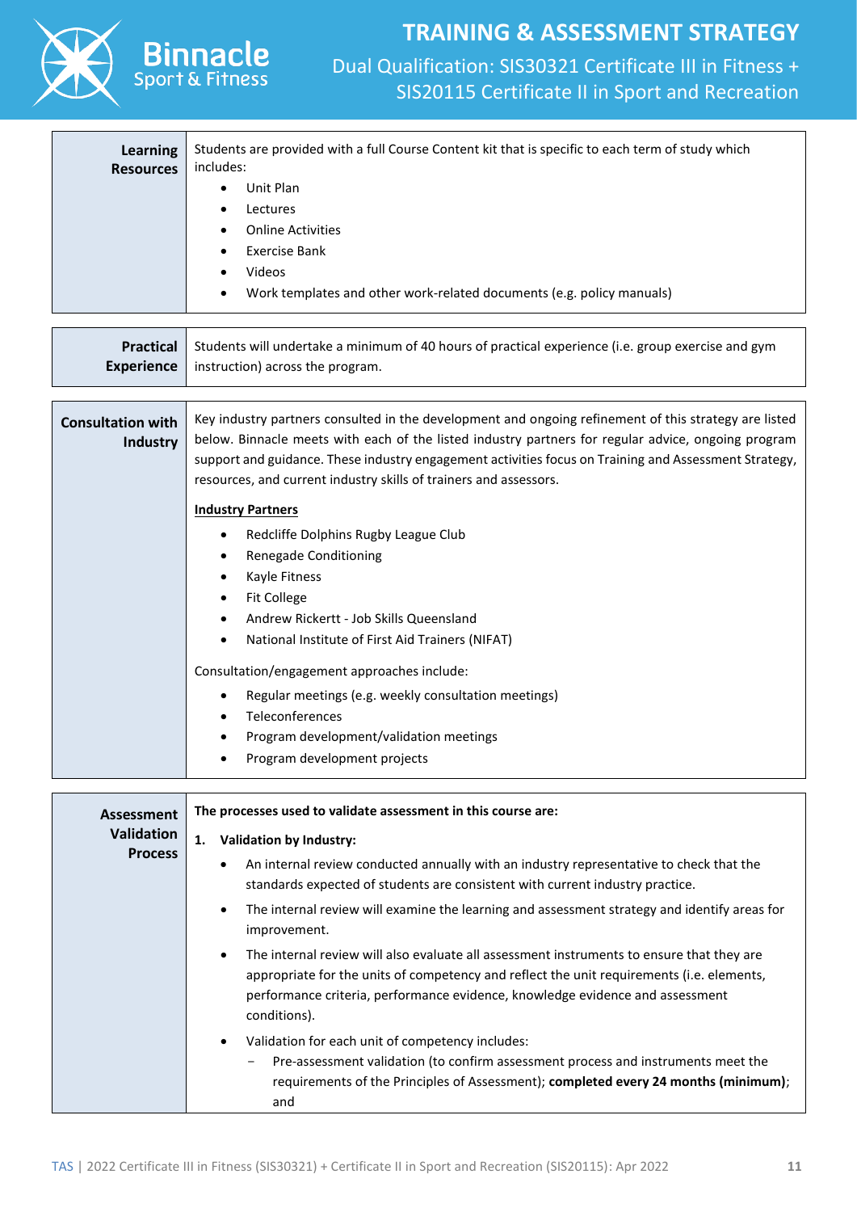| **Learning Resources** | Students are provided with a full Course Content kit that is specific to each term of study which includes:<br>• Unit Plan<br>• Lectures<br>• Online Activities<br>• Exercise Bank<br>• Videos<br>• Work templates and other work-related documents (e.g. policy manuals) |
|---|---|

| **Practical Experience** | Students will undertake a minimum of 40 hours of practical experience (i.e. group exercise and gym instruction) across the program. |
|---|---|

| **Consultation with Industry** | Key industry partners consulted in the development and ongoing refinement of this strategy are listed below. Binnacle meets with each of the listed industry partners for regular advice, ongoing program support and guidance. These industry engagement activities focus on Training and Assessment Strategy, resources, and current industry skills of trainers and assessors.<br><br>**Industry Partners**<br>• Redcliffe Dolphins Rugby League Club<br>• Renegade Conditioning<br>• Kayle Fitness<br>• Fit College<br>• Andrew Rickertt - Job Skills Queensland<br>• National Institute of First Aid Trainers (NIFAT)<br><br>Consultation/engagement approaches include:<br>• Regular meetings (e.g. weekly consultation meetings)<br>• Teleconferences<br>• Program development/validation meetings<br>• Program development projects |
|---|---|

| **Assessment Validation Process** | **The processes used to validate assessment in this course are:**<br><br>**1. Validation by Industry:**<br>• An internal review conducted annually with an industry representative to check that the standards expected of students are consistent with current industry practice.<br>• The internal review will examine the learning and assessment strategy and identify areas for improvement.<br>• The internal review will also evaluate all assessment instruments to ensure that they are appropriate for the units of competency and reflect the unit requirements (i.e. elements, performance criteria, performance evidence, knowledge evidence and assessment conditions).<br>• Validation for each unit of competency includes:<br>  − Pre-assessment validation (to confirm assessment process and instruments meet the requirements of the Principles of Assessment); **completed every 24 months (minimum)**; and |
|---|---|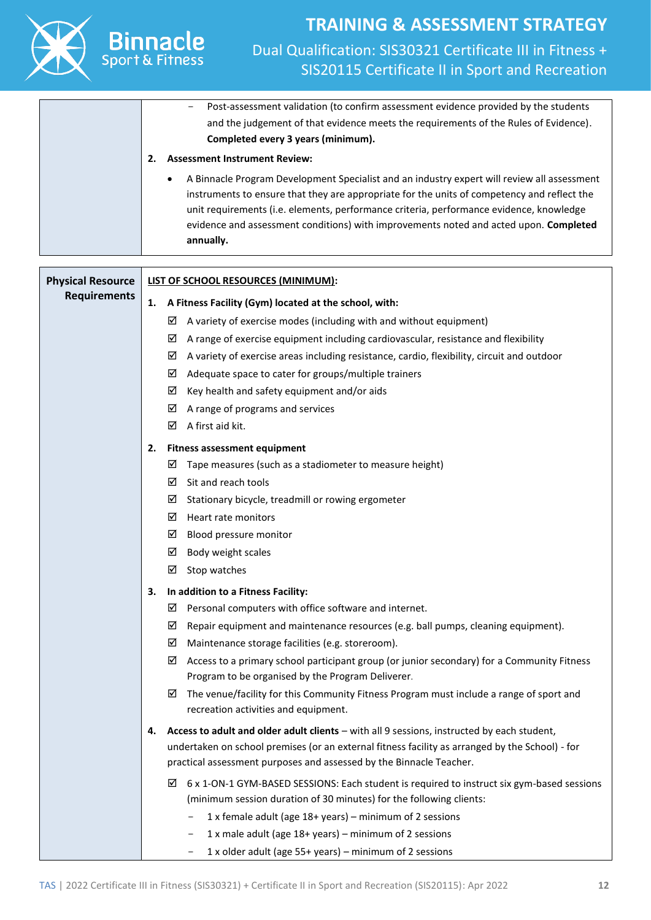| | |
|---|---|
| | – Post-assessment validation (to confirm assessment evidence provided by the students and the judgement of that evidence meets the requirements of the Rules of Evidence). **Completed every 3 years (minimum).**<br><br>**2. Assessment Instrument Review:**<br><br>• A Binnacle Program Development Specialist and an industry expert will review all assessment instruments to ensure that they are appropriate for the units of competency and reflect the unit requirements (i.e. elements, performance criteria, performance evidence, knowledge evidence and assessment conditions) with improvements noted and acted upon. **Completed annually.** |

| | |
|---|---|
| **Physical Resource Requirements** | **LIST OF SCHOOL RESOURCES (MINIMUM):**<br><br>**1. A Fitness Facility (Gym) located at the school, with:**<br>☑ A variety of exercise modes (including with and without equipment)<br>☑ A range of exercise equipment including cardiovascular, resistance and flexibility<br>☑ A variety of exercise areas including resistance, cardio, flexibility, circuit and outdoor<br>☑ Adequate space to cater for groups/multiple trainers<br>☑ Key health and safety equipment and/or aids<br>☑ A range of programs and services<br>☑ A first aid kit.<br><br>**2. Fitness assessment equipment**<br>☑ Tape measures (such as a stadiometer to measure height)<br>☑ Sit and reach tools<br>☑ Stationary bicycle, treadmill or rowing ergometer<br>☑ Heart rate monitors<br>☑ Blood pressure monitor<br>☑ Body weight scales<br>☑ Stop watches<br><br>**3. In addition to a Fitness Facility:**<br>☑ Personal computers with office software and internet.<br>☑ Repair equipment and maintenance resources (e.g. ball pumps, cleaning equipment).<br>☑ Maintenance storage facilities (e.g. storeroom).<br>☑ Access to a primary school participant group (or junior secondary) for a Community Fitness Program to be organised by the Program Deliverer.<br>☑ The venue/facility for this Community Fitness Program must include a range of sport and recreation activities and equipment.<br><br>**4. Access to adult and older adult clients** – with all 9 sessions, instructed by each student, undertaken on school premises (or an external fitness facility as arranged by the School) - for practical assessment purposes and assessed by the Binnacle Teacher.<br>☑ 6 x 1-ON-1 GYM-BASED SESSIONS: Each student is required to instruct six gym-based sessions (minimum session duration of 30 minutes) for the following clients:<br>– 1 x female adult (age 18+ years) – minimum of 2 sessions<br>– 1 x male adult (age 18+ years) – minimum of 2 sessions<br>– 1 x older adult (age 55+ years) – minimum of 2 sessions |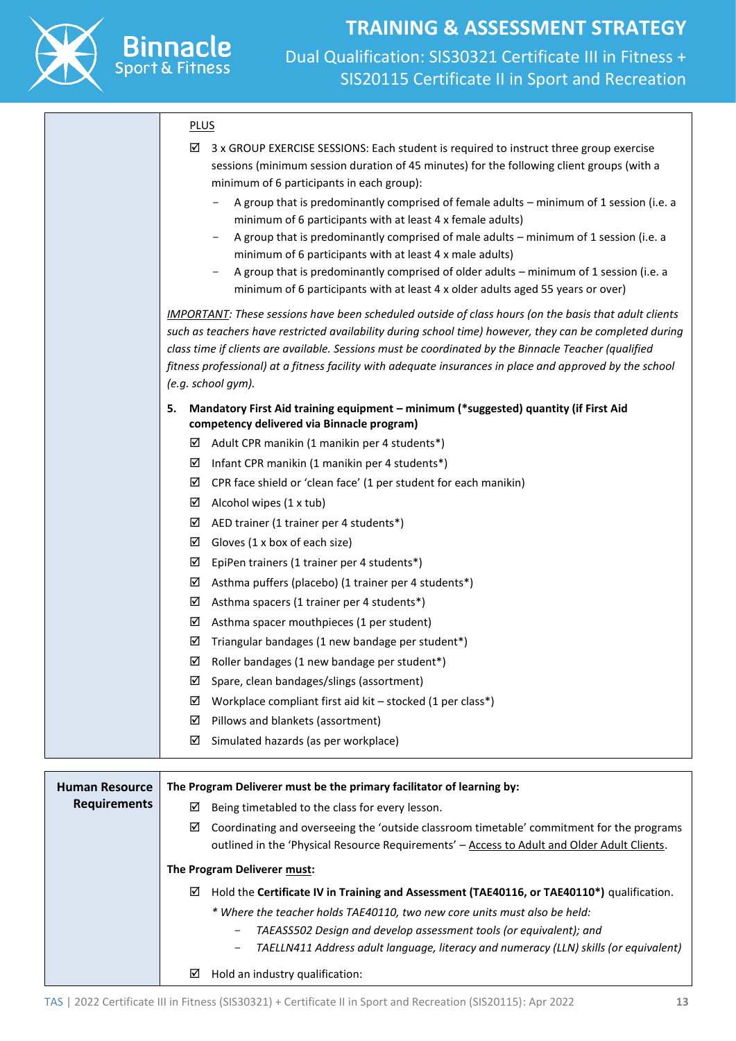|  |  |
|---|---|
|  | PLUS<br><br>☑ 3 x GROUP EXERCISE SESSIONS: Each student is required to instruct three group exercise sessions (minimum session duration of 45 minutes) for the following client groups (with a minimum of 6 participants in each group):<br>- A group that is predominantly comprised of female adults – minimum of 1 session (i.e. a minimum of 6 participants with at least 4 x female adults)<br>- A group that is predominantly comprised of male adults – minimum of 1 session (i.e. a minimum of 6 participants with at least 4 x male adults)<br>- A group that is predominantly comprised of older adults – minimum of 1 session (i.e. a minimum of 6 participants with at least 4 x older adults aged 55 years or over)<br><br>*IMPORTANT: These sessions have been scheduled outside of class hours (on the basis that adult clients such as teachers have restricted availability during school time) however, they can be completed during class time if clients are available. Sessions must be coordinated by the Binnacle Teacher (qualified fitness professional) at a fitness facility with adequate insurances in place and approved by the school (e.g. school gym).*<br><br>**5. Mandatory First Aid training equipment – minimum (*suggested) quantity (if First Aid competency delivered via Binnacle program)**<br>☑ Adult CPR manikin (1 manikin per 4 students*)<br>☑ Infant CPR manikin (1 manikin per 4 students*)<br>☑ CPR face shield or 'clean face' (1 per student for each manikin)<br>☑ Alcohol wipes (1 x tub)<br>☑ AED trainer (1 trainer per 4 students*)<br>☑ Gloves (1 x box of each size)<br>☑ EpiPen trainers (1 trainer per 4 students*)<br>☑ Asthma puffers (placebo) (1 trainer per 4 students*)<br>☑ Asthma spacers (1 trainer per 4 students*)<br>☑ Asthma spacer mouthpieces (1 per student)<br>☑ Triangular bandages (1 new bandage per student*)<br>☑ Roller bandages (1 new bandage per student*)<br>☑ Spare, clean bandages/slings (assortment)<br>☑ Workplace compliant first aid kit – stocked (1 per class*)<br>☑ Pillows and blankets (assortment)<br>☑ Simulated hazards (as per workplace) |
| **Human Resource Requirements** | **The Program Deliverer must be the primary facilitator of learning by:**<br>☑ Being timetabled to the class for every lesson.<br>☑ Coordinating and overseeing the 'outside classroom timetable' commitment for the programs outlined in the 'Physical Resource Requirements' – Access to Adult and Older Adult Clients.<br><br>**The Program Deliverer must:**<br>☑ Hold the **Certificate IV in Training and Assessment (TAE40116, or TAE40110*)** qualification.<br>*\* Where the teacher holds TAE40110, two new core units must also be held:*<br>- *TAEASS502 Design and develop assessment tools (or equivalent); and*<br>- *TAELLN411 Address adult language, literacy and numeracy (LLN) skills (or equivalent)*<br><br>☑ Hold an industry qualification: |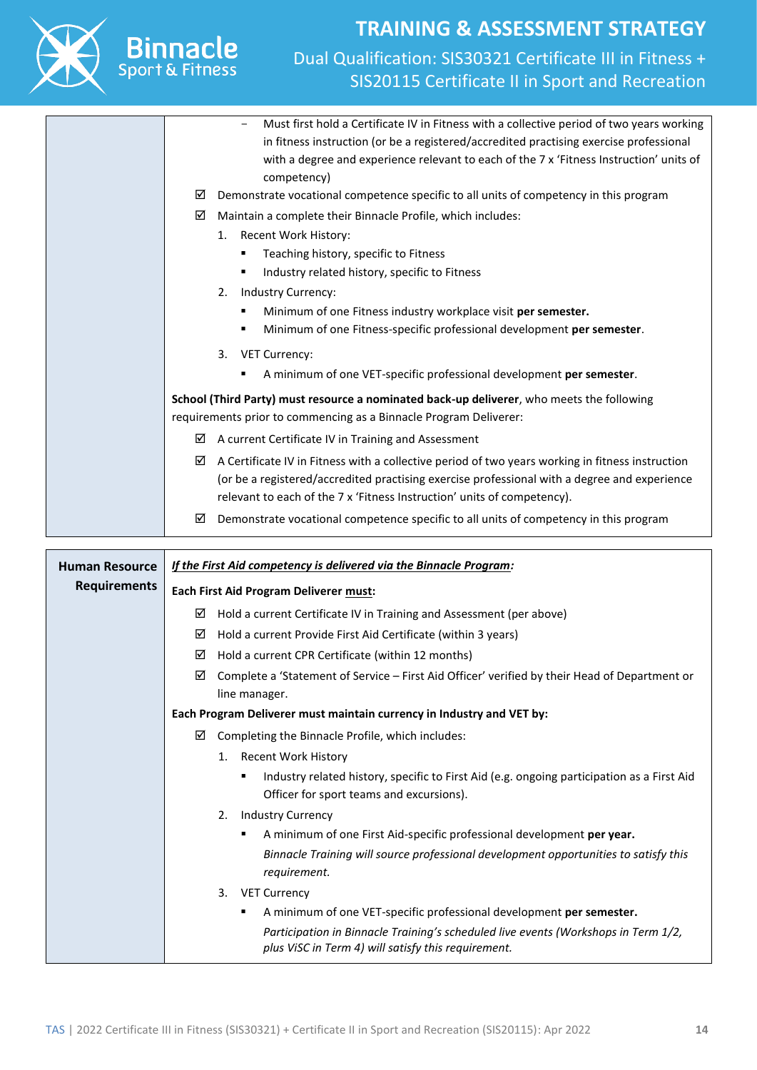|  |  |
|---|---|
|  | – Must first hold a Certificate IV in Fitness with a collective period of two years working in fitness instruction (or be a registered/accredited practising exercise professional with a degree and experience relevant to each of the 7 x 'Fitness Instruction' units of competency)<br>☑ Demonstrate vocational competence specific to all units of competency in this program<br>☑ Maintain a complete their Binnacle Profile, which includes:<br>1. Recent Work History:<br>▪ Teaching history, specific to Fitness<br>▪ Industry related history, specific to Fitness<br>2. Industry Currency:<br>▪ Minimum of one Fitness industry workplace visit **per semester.**<br>▪ Minimum of one Fitness-specific professional development **per semester**.<br>3. VET Currency:<br>▪ A minimum of one VET-specific professional development **per semester**.<br><br>**School (Third Party) must resource a nominated back-up deliverer**, who meets the following requirements prior to commencing as a Binnacle Program Deliverer:<br>☑ A current Certificate IV in Training and Assessment<br>☑ A Certificate IV in Fitness with a collective period of two years working in fitness instruction (or be a registered/accredited practising exercise professional with a degree and experience relevant to each of the 7 x 'Fitness Instruction' units of competency).<br>☑ Demonstrate vocational competence specific to all units of competency in this program |

|  |  |
|---|---|
| **Human Resource Requirements** | ***If the First Aid competency is delivered via the Binnacle Program:***<br>**Each First Aid Program Deliverer must:**<br>☑ Hold a current Certificate IV in Training and Assessment (per above)<br>☑ Hold a current Provide First Aid Certificate (within 3 years)<br>☑ Hold a current CPR Certificate (within 12 months)<br>☑ Complete a 'Statement of Service – First Aid Officer' verified by their Head of Department or line manager.<br>**Each Program Deliverer must maintain currency in Industry and VET by:**<br>☑ Completing the Binnacle Profile, which includes:<br>1. Recent Work History<br>▪ Industry related history, specific to First Aid (e.g. ongoing participation as a First Aid Officer for sport teams and excursions).<br>2. Industry Currency<br>▪ A minimum of one First Aid-specific professional development **per year.**<br>*Binnacle Training will source professional development opportunities to satisfy this requirement.*<br>3. VET Currency<br>▪ A minimum of one VET-specific professional development **per semester.**<br>*Participation in Binnacle Training's scheduled live events (Workshops in Term 1/2, plus ViSC in Term 4) will satisfy this requirement.* |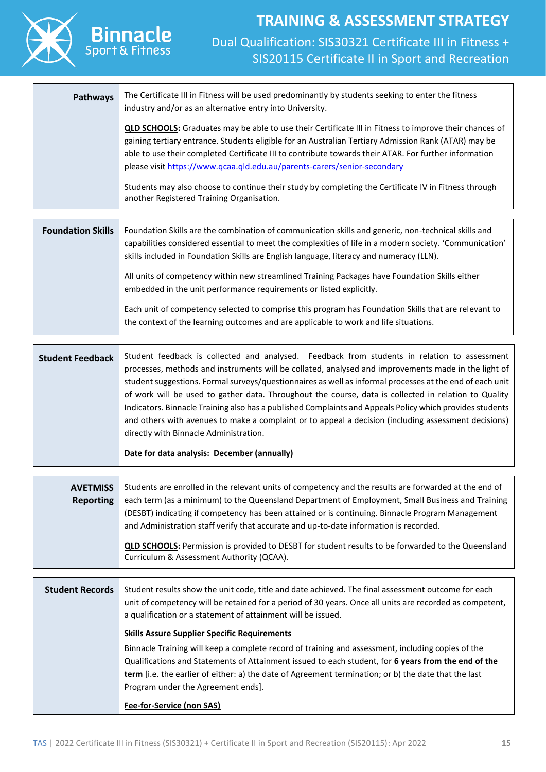| **Pathways** | The Certificate III in Fitness will be used predominantly by students seeking to enter the fitness industry and/or as an alternative entry into University.<br><br>**QLD SCHOOLS:** Graduates may be able to use their Certificate III in Fitness to improve their chances of gaining tertiary entrance. Students eligible for an Australian Tertiary Admission Rank (ATAR) may be able to use their completed Certificate III to contribute towards their ATAR. For further information please visit https://www.qcaa.qld.edu.au/parents-carers/senior-secondary<br><br>Students may also choose to continue their study by completing the Certificate IV in Fitness through another Registered Training Organisation. |
|---|---|

| **Foundation Skills** | Foundation Skills are the combination of communication skills and generic, non-technical skills and capabilities considered essential to meet the complexities of life in a modern society. 'Communication' skills included in Foundation Skills are English language, literacy and numeracy (LLN).<br><br>All units of competency within new streamlined Training Packages have Foundation Skills either embedded in the unit performance requirements or listed explicitly.<br><br>Each unit of competency selected to comprise this program has Foundation Skills that are relevant to the context of the learning outcomes and are applicable to work and life situations. |
|---|---|

| **Student Feedback** | Student feedback is collected and analysed. Feedback from students in relation to assessment processes, methods and instruments will be collated, analysed and improvements made in the light of student suggestions. Formal surveys/questionnaires as well as informal processes at the end of each unit of work will be used to gather data. Throughout the course, data is collected in relation to Quality Indicators. Binnacle Training also has a published Complaints and Appeals Policy which provides students and others with avenues to make a complaint or to appeal a decision (including assessment decisions) directly with Binnacle Administration.<br><br>**Date for data analysis: December (annually)** |
|---|---|

| **AVETMISS Reporting** | Students are enrolled in the relevant units of competency and the results are forwarded at the end of each term (as a minimum) to the Queensland Department of Employment, Small Business and Training (DESBT) indicating if competency has been attained or is continuing. Binnacle Program Management and Administration staff verify that accurate and up-to-date information is recorded.<br><br>**QLD SCHOOLS:** Permission is provided to DESBT for student results to be forwarded to the Queensland Curriculum & Assessment Authority (QCAA). |
|---|---|

| **Student Records** | Student results show the unit code, title and date achieved. The final assessment outcome for each unit of competency will be retained for a period of 30 years. Once all units are recorded as competent, a qualification or a statement of attainment will be issued.<br><br>**Skills Assure Supplier Specific Requirements**<br><br>Binnacle Training will keep a complete record of training and assessment, including copies of the Qualifications and Statements of Attainment issued to each student, for **6 years from the end of the term** [i.e. the earlier of either: a) the date of Agreement termination; or b) the date that the last Program under the Agreement ends].<br><br>**Fee-for-Service (non SAS)** |
|---|---|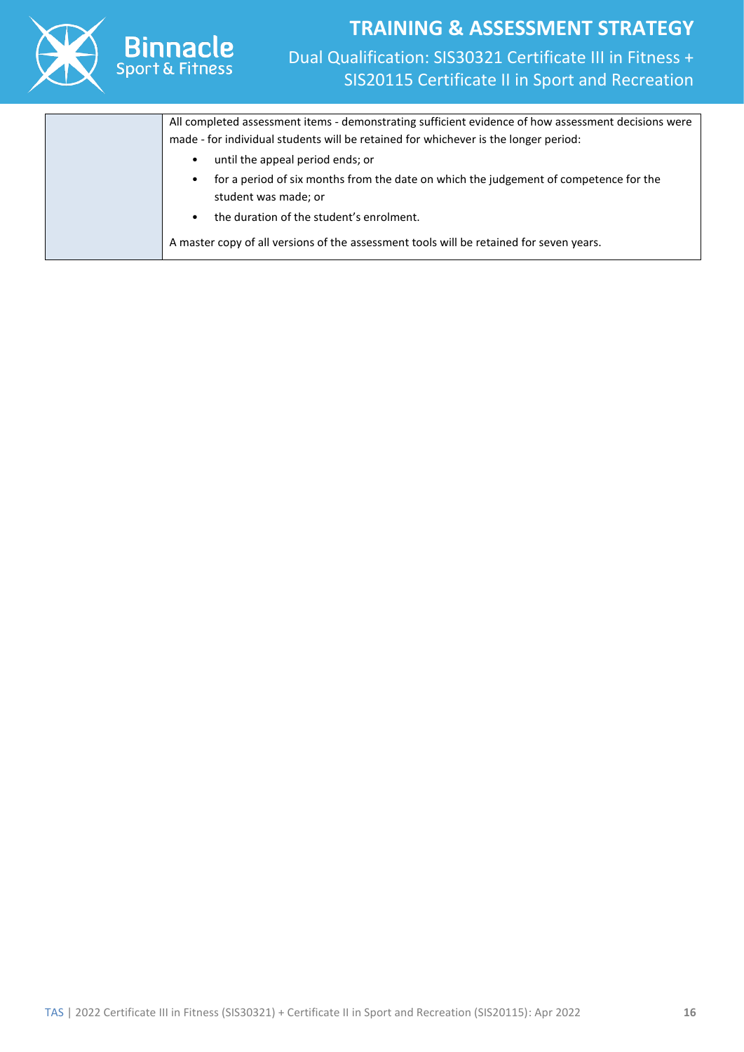| | |
|---|---|
| | All completed assessment items - demonstrating sufficient evidence of how assessment decisions were made - for individual students will be retained for whichever is the longer period:<br>• until the appeal period ends; or<br>• for a period of six months from the date on which the judgement of competence for the student was made; or<br>• the duration of the student's enrolment.<br><br>A master copy of all versions of the assessment tools will be retained for seven years. |